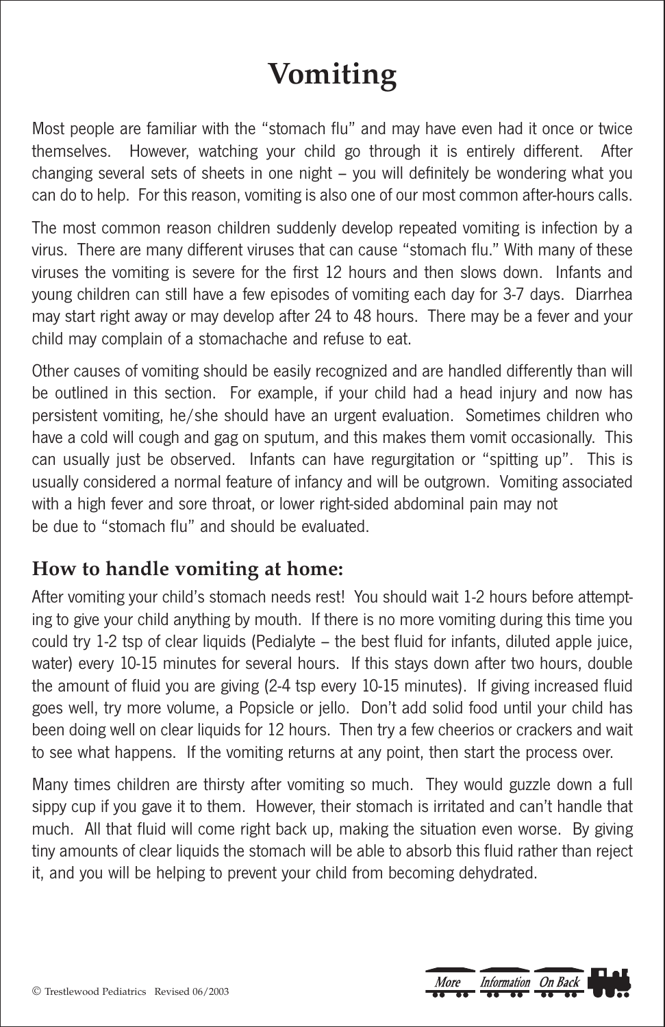# Vomiting

Most people are familiar with the "stomach flu" and may have even had it once or twice themselves. However, watching your child go through it is entirely different. After changing several sets of sheets in one night – you will definitely be wondering what you can do to help. For this reason, vomiting is also one of our most common after-hours calls.

The most common reason children suddenly develop repeated vomiting is infection by a virus. There are many different viruses that can cause "stomach flu." With many of these viruses the vomiting is severe for the first 12 hours and then slows down. Infants and young children can still have a few episodes of vomiting each day for 3-7 days. Diarrhea may start right away or may develop after 24 to 48 hours. There may be a fever and your child may complain of a stomachache and refuse to eat.

Other causes of vomiting should be easily recognized and are handled differently than will be outlined in this section. For example, if your child had a head injury and now has persistent vomiting, he/she should have an urgent evaluation. Sometimes children who have a cold will cough and gag on sputum, and this makes them vomit occasionally. This can usually just be observed. Infants can have regurgitation or "spitting up". This is usually considered a normal feature of infancy and will be outgrown. Vomiting associated with a high fever and sore throat, or lower right-sided abdominal pain may not be due to "stomach flu" and should be evaluated.

## How to handle vomiting at home:

After vomiting your child's stomach needs rest! You should wait 1-2 hours before attempting to give your child anything by mouth. If there is no more vomiting during this time you could try 1-2 tsp of clear liquids (Pedialyte – the best fluid for infants, diluted apple juice, water) every 10-15 minutes for several hours. If this stays down after two hours, double the amount of fluid you are giving (2-4 tsp every 10-15 minutes). If giving increased fluid goes well, try more volume, a Popsicle or jello. Don't add solid food until your child has been doing well on clear liquids for 12 hours. Then try a few cheerios or crackers and wait to see what happens. If the vomiting returns at any point, then start the process over.

Many times children are thirsty after vomiting so much. They would guzzle down a full sippy cup if you gave it to them. However, their stomach is irritated and can't handle that much. All that fluid will come right back up, making the situation even worse. By giving tiny amounts of clear liquids the stomach will be able to absorb this fluid rather than reject it, and you will be helping to prevent your child from becoming dehydrated.

© Trestlewood Pediatrics Revised 06/2003

More Information On Back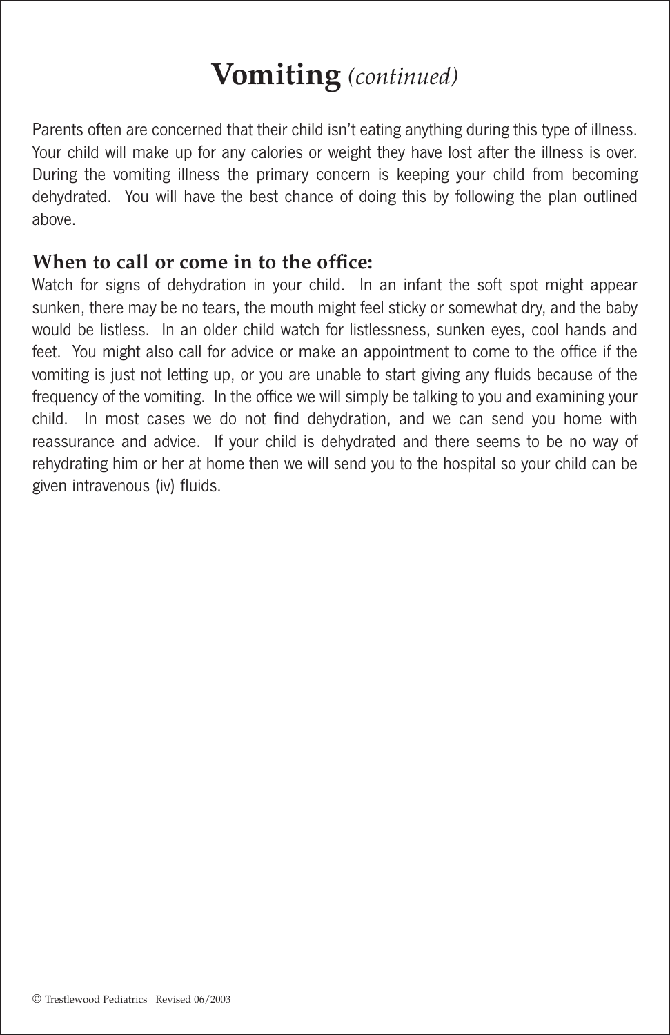# Vomiting *(continued)*

Parents often are concerned that their child isn't eating anything during this type of illness. Your child will make up for any calories or weight they have lost after the illness is over. During the vomiting illness the primary concern is keeping your child from becoming dehydrated. You will have the best chance of doing this by following the plan outlined above.

## When to call or come in to the office:

Watch for signs of dehydration in your child. In an infant the soft spot might appear sunken, there may be no tears, the mouth might feel sticky or somewhat dry, and the baby would be listless. In an older child watch for listlessness, sunken eyes, cool hands and feet. You might also call for advice or make an appointment to come to the office if the vomiting is just not letting up, or you are unable to start giving any fluids because of the frequency of the vomiting. In the office we will simply be talking to you and examining your child. In most cases we do not find dehydration, and we can send you home with reassurance and advice. If your child is dehydrated and there seems to be no way of rehydrating him or her at home then we will send you to the hospital so your child can be given intravenous (iv) fluids.

© Trestlewood Pediatrics Revised 06/2003